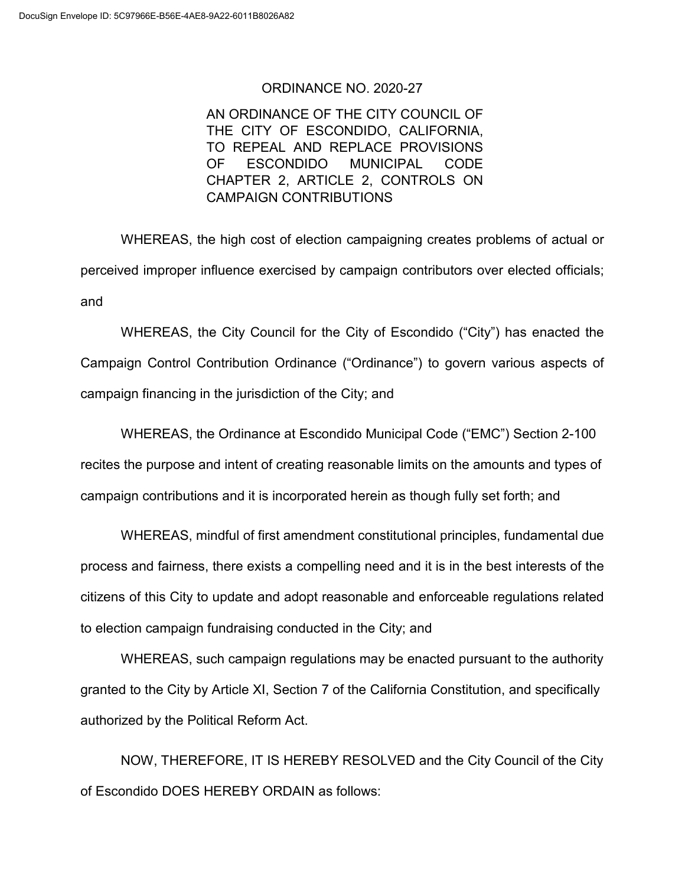# ORDINANCE NO. 2020-27

AN ORDINANCE OF THE CITY COUNCIL OF THE CITY OF ESCONDIDO, CALIFORNIA, TO REPEAL AND REPLACE PROVISIONS OF ESCONDIDO MUNICIPAL CODE CHAPTER 2, ARTICLE 2, CONTROLS ON CAMPAIGN CONTRIBUTIONS

WHEREAS, the high cost of election campaigning creates problems of actual or perceived improper influence exercised by campaign contributors over elected officials; and

WHEREAS, the City Council for the City of Escondido ("City") has enacted the Campaign Control Contribution Ordinance ("Ordinance") to govern various aspects of campaign financing in the jurisdiction of the City; and

WHEREAS, the Ordinance at Escondido Municipal Code ("EMC") Section 2-100 recites the purpose and intent of creating reasonable limits on the amounts and types of campaign contributions and it is incorporated herein as though fully set forth; and

WHEREAS, mindful of first amendment constitutional principles, fundamental due process and fairness, there exists a compelling need and it is in the best interests of the citizens of this City to update and adopt reasonable and enforceable regulations related to election campaign fundraising conducted in the City; and

WHEREAS, such campaign regulations may be enacted pursuant to the authority granted to the City by Article XI, Section 7 of the California Constitution, and specifically authorized by the Political Reform Act.

NOW, THEREFORE, IT IS HEREBY RESOLVED and the City Council of the City of Escondido DOES HEREBY ORDAIN as follows: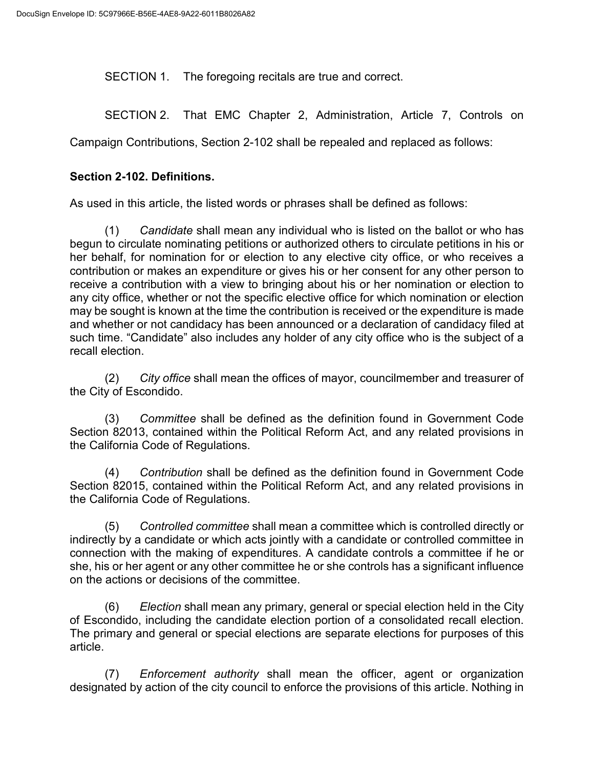SECTION 1. The foregoing recitals are true and correct.

SECTION 2. That EMC Chapter 2, Administration, Article 7, Controls on Campaign Contributions, Section 2-102 shall be repealed and replaced as follows:

**Section 2-102. Definitions.**

As used in this article, the listed words or phrases shall be defined as follows:

(1) *Candidate* shall mean any individual who is listed on the ballot or who has begun to circulate nominating petitions or authorized others to circulate petitions in his or her behalf, for nomination for or election to any elective city office, or who receives a contribution or makes an expenditure or gives his or her consent for any other person to receive a contribution with a view to bringing about his or her nomination or election to any city office, whether or not the specific elective office for which nomination or election may be sought is known at the time the contribution is received or the expenditure is made and whether or not candidacy has been announced or a declaration of candidacy filed at such time. "Candidate" also includes any holder of any city office who is the subject of a recall election.

(2) *City office* shall mean the offices of mayor, councilmember and treasurer of the City of Escondido.

(3) *Committee* shall be defined as the definition found in Government Code Section 82013, contained within the Political Reform Act, and any related provisions in the California Code of Regulations.

(4) *Contribution* shall be defined as the definition found in Government Code Section 82015, contained within the Political Reform Act, and any related provisions in the California Code of Regulations.

(5) *Controlled committee* shall mean a committee which is controlled directly or indirectly by a candidate or which acts jointly with a candidate or controlled committee in connection with the making of expenditures. A candidate controls a committee if he or she, his or her agent or any other committee he or she controls has a significant influence on the actions or decisions of the committee.

(6) *Election* shall mean any primary, general or special election held in the City of Escondido, including the candidate election portion of a consolidated recall election. The primary and general or special elections are separate elections for purposes of this article.

(7) *Enforcement authority* shall mean the officer, agent or organization designated by action of the city council to enforce the provisions of this article. Nothing in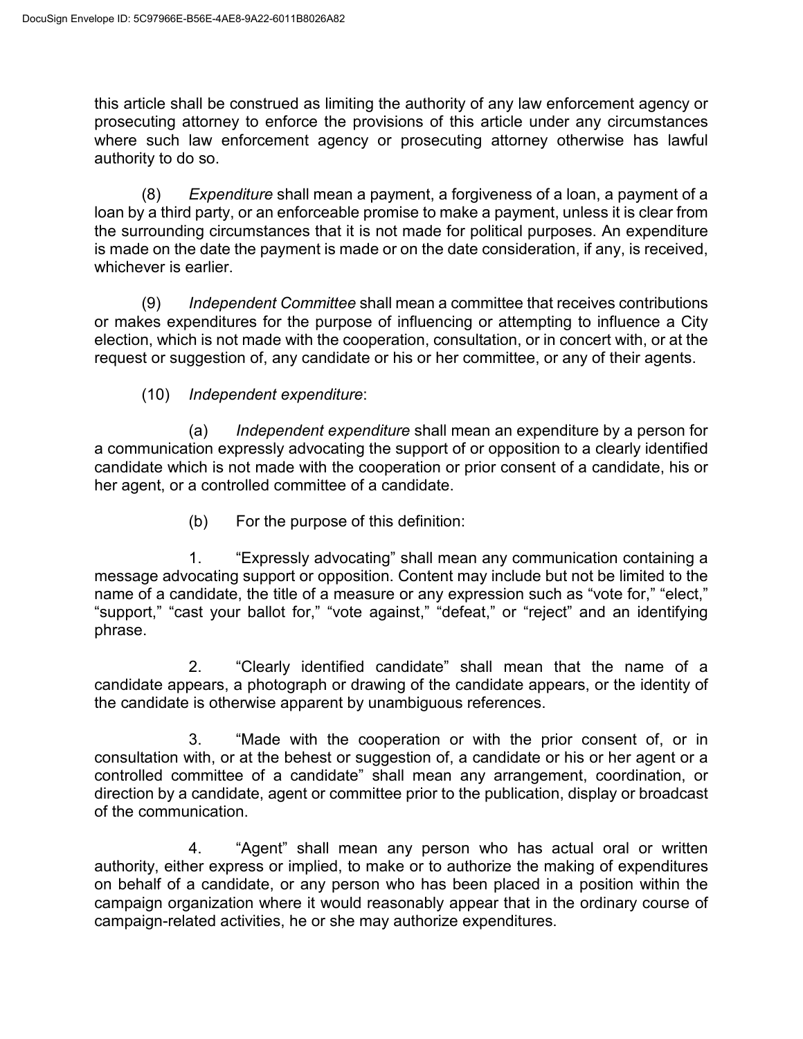this article shall be construed as limiting the authority of any law enforcement agency or prosecuting attorney to enforce the provisions of this article under any circumstances where such law enforcement agency or prosecuting attorney otherwise has lawful authority to do so.

(8) *Expenditure* shall mean a payment, a forgiveness of a loan, a payment of a loan by a third party, or an enforceable promise to make a payment, unless it is clear from the surrounding circumstances that it is not made for political purposes. An expenditure is made on the date the payment is made or on the date consideration, if any, is received, whichever is earlier.

(9) *Independent Committee* shall mean a committee that receives contributions or makes expenditures for the purpose of influencing or attempting to influence a City election, which is not made with the cooperation, consultation, or in concert with, or at the request or suggestion of, any candidate or his or her committee, or any of their agents.

(10) *Independent expenditure*:

(a) *Independent expenditure* shall mean an expenditure by a person for a communication expressly advocating the support of or opposition to a clearly identified candidate which is not made with the cooperation or prior consent of a candidate, his or her agent, or a controlled committee of a candidate.

(b) For the purpose of this definition:

1. "Expressly advocating" shall mean any communication containing a message advocating support or opposition. Content may include but not be limited to the name of a candidate, the title of a measure or any expression such as "vote for," "elect," "support," "cast your ballot for," "vote against," "defeat," or "reject" and an identifying phrase.

2. "Clearly identified candidate" shall mean that the name of a candidate appears, a photograph or drawing of the candidate appears, or the identity of the candidate is otherwise apparent by unambiguous references.

3. "Made with the cooperation or with the prior consent of, or in consultation with, or at the behest or suggestion of, a candidate or his or her agent or a controlled committee of a candidate" shall mean any arrangement, coordination, or direction by a candidate, agent or committee prior to the publication, display or broadcast of the communication.

4. "Agent" shall mean any person who has actual oral or written authority, either express or implied, to make or to authorize the making of expenditures on behalf of a candidate, or any person who has been placed in a position within the campaign organization where it would reasonably appear that in the ordinary course of campaign-related activities, he or she may authorize expenditures.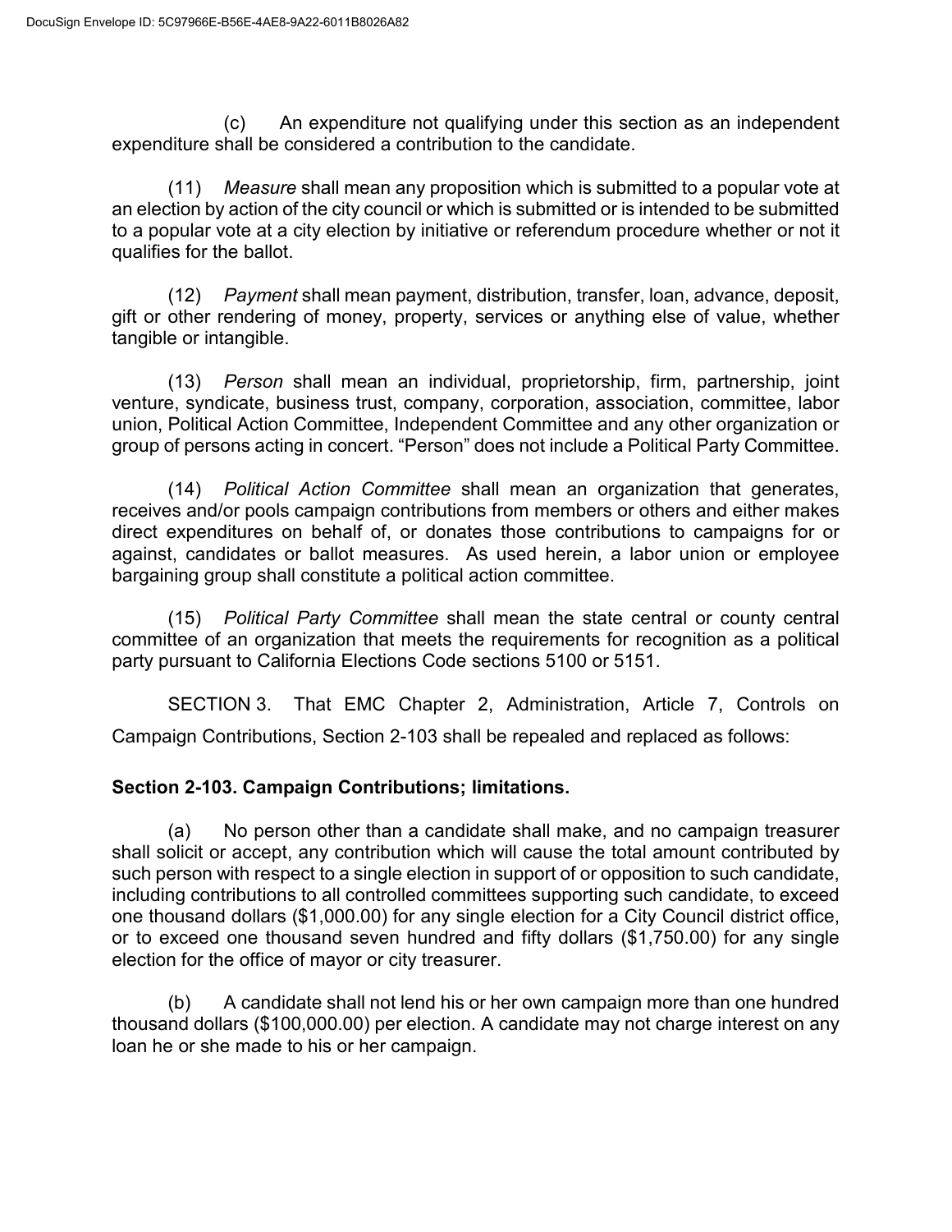(c) An expenditure not qualifying under this section as an independent expenditure shall be considered a contribution to the candidate.

(11) *Measure* shall mean any proposition which is submitted to a popular vote at an election by action of the city council or which is submitted or is intended to be submitted to a popular vote at a city election by initiative or referendum procedure whether or not it qualifies for the ballot.

(12) *Payment* shall mean payment, distribution, transfer, loan, advance, deposit, gift or other rendering of money, property, services or anything else of value, whether tangible or intangible.

(13) *Person* shall mean an individual, proprietorship, firm, partnership, joint venture, syndicate, business trust, company, corporation, association, committee, labor union, Political Action Committee, Independent Committee and any other organization or group of persons acting in concert. "Person" does not include a Political Party Committee.

(14) *Political Action Committee* shall mean an organization that generates, receives and/or pools campaign contributions from members or others and either makes direct expenditures on behalf of, or donates those contributions to campaigns for or against, candidates or ballot measures. As used herein, a labor union or employee bargaining group shall constitute a political action committee.

(15) *Political Party Committee* shall mean the state central or county central committee of an organization that meets the requirements for recognition as a political party pursuant to California Elections Code sections 5100 or 5151.

SECTION 3. That EMC Chapter 2, Administration, Article 7, Controls on Campaign Contributions, Section 2-103 shall be repealed and replaced as follows:

**Section 2-103. Campaign Contributions; limitations.**

(a) No person other than a candidate shall make, and no campaign treasurer shall solicit or accept, any contribution which will cause the total amount contributed by such person with respect to a single election in support of or opposition to such candidate, including contributions to all controlled committees supporting such candidate, to exceed one thousand dollars ($1,000.00) for any single election for a City Council district office, or to exceed one thousand seven hundred and fifty dollars ($1,750.00) for any single election for the office of mayor or city treasurer.

(b) A candidate shall not lend his or her own campaign more than one hundred thousand dollars ($100,000.00) per election. A candidate may not charge interest on any loan he or she made to his or her campaign.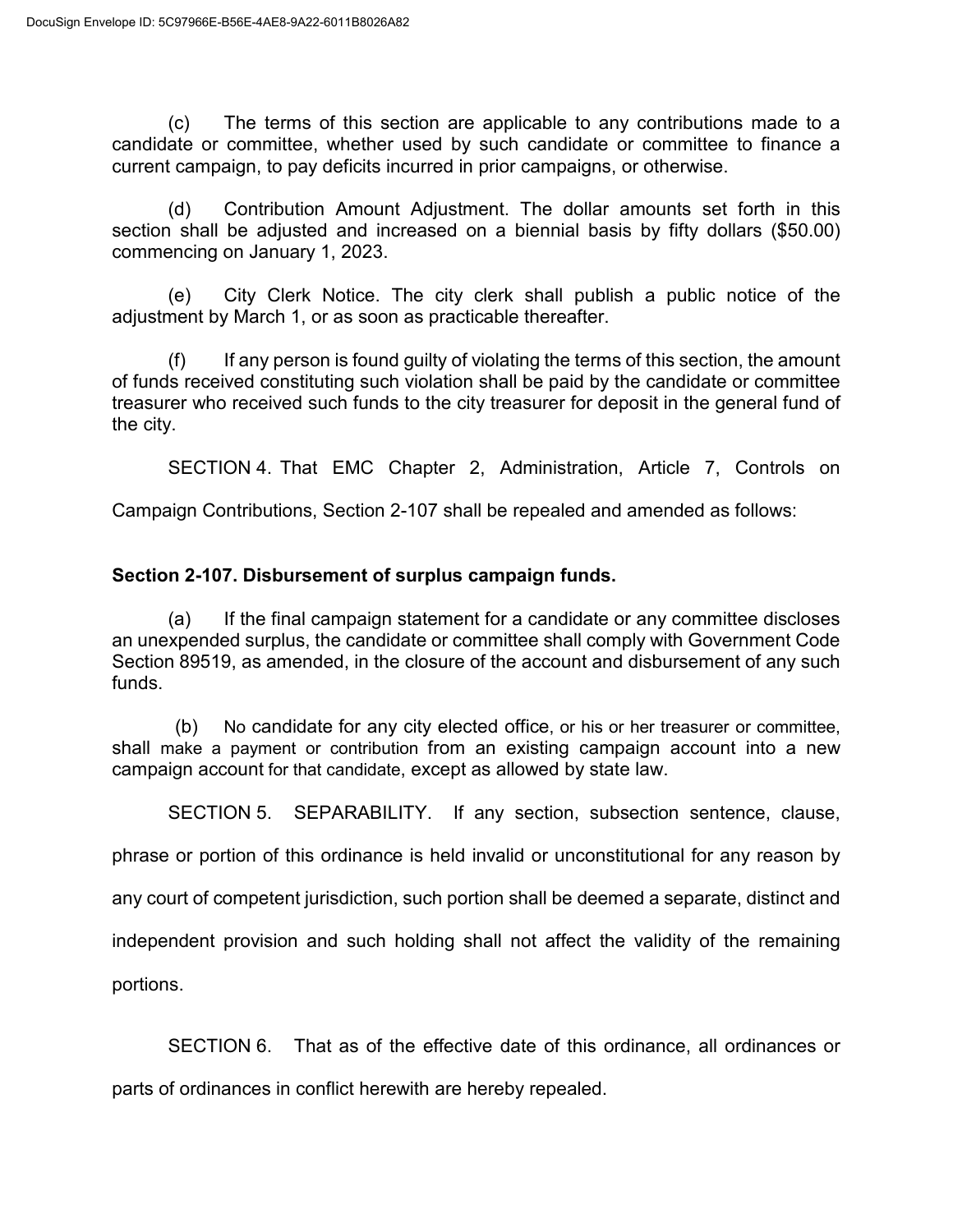(c) The terms of this section are applicable to any contributions made to a candidate or committee, whether used by such candidate or committee to finance a current campaign, to pay deficits incurred in prior campaigns, or otherwise.

(d) Contribution Amount Adjustment. The dollar amounts set forth in this section shall be adjusted and increased on a biennial basis by fifty dollars ($50.00) commencing on January 1, 2023.

(e) City Clerk Notice. The city clerk shall publish a public notice of the adjustment by March 1, or as soon as practicable thereafter.

(f) If any person is found guilty of violating the terms of this section, the amount of funds received constituting such violation shall be paid by the candidate or committee treasurer who received such funds to the city treasurer for deposit in the general fund of the city.

SECTION 4. That EMC Chapter 2, Administration, Article 7, Controls on Campaign Contributions, Section 2-107 shall be repealed and amended as follows:

**Section 2-107. Disbursement of surplus campaign funds.**

(a) If the final campaign statement for a candidate or any committee discloses an unexpended surplus, the candidate or committee shall comply with Government Code Section 89519, as amended, in the closure of the account and disbursement of any such funds.

(b) No candidate for any city elected office, or his or her treasurer or committee, shall make a payment or contribution from an existing campaign account into a new campaign account for that candidate, except as allowed by state law.

SECTION 5. SEPARABILITY. If any section, subsection sentence, clause, phrase or portion of this ordinance is held invalid or unconstitutional for any reason by any court of competent jurisdiction, such portion shall be deemed a separate, distinct and independent provision and such holding shall not affect the validity of the remaining portions.

SECTION 6. That as of the effective date of this ordinance, all ordinances or parts of ordinances in conflict herewith are hereby repealed.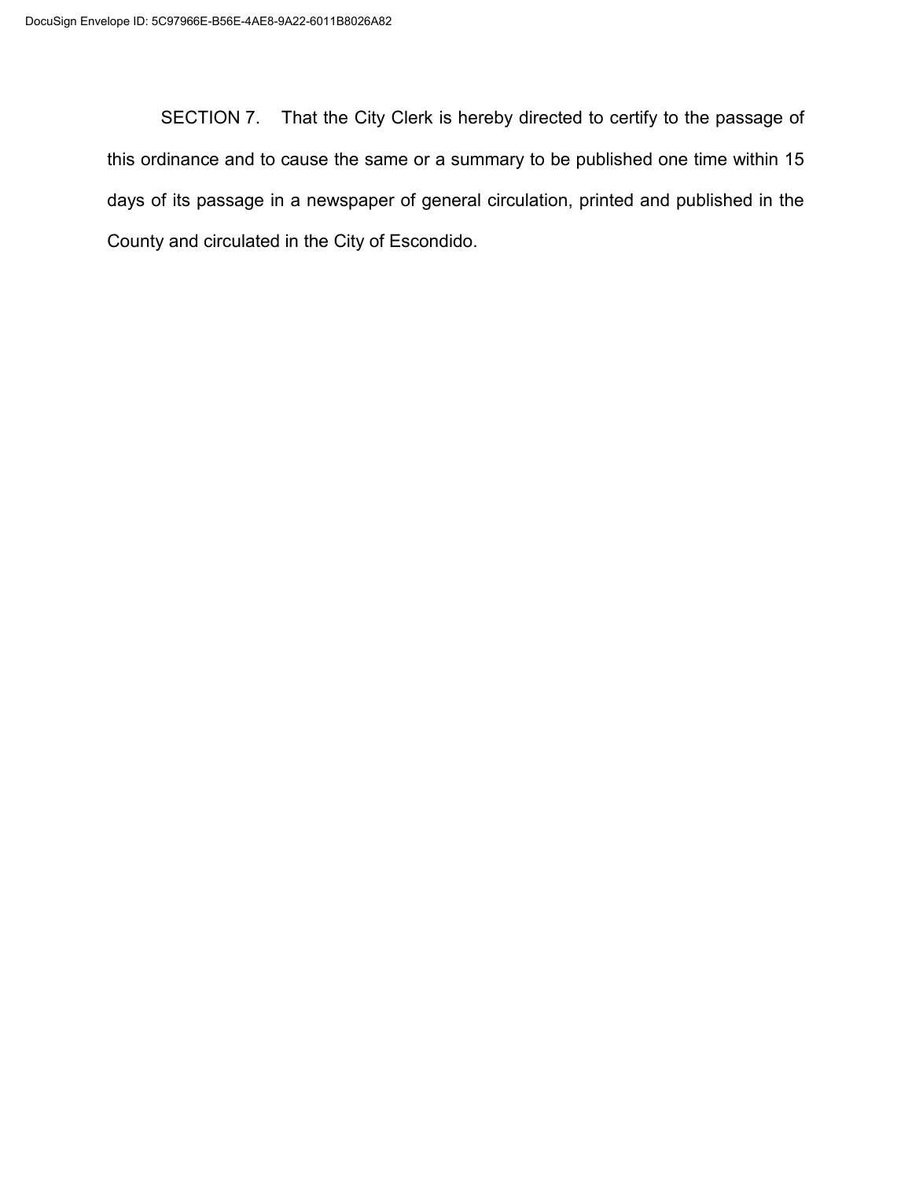SECTION 7. That the City Clerk is hereby directed to certify to the passage of this ordinance and to cause the same or a summary to be published one time within 15 days of its passage in a newspaper of general circulation, printed and published in the County and circulated in the City of Escondido.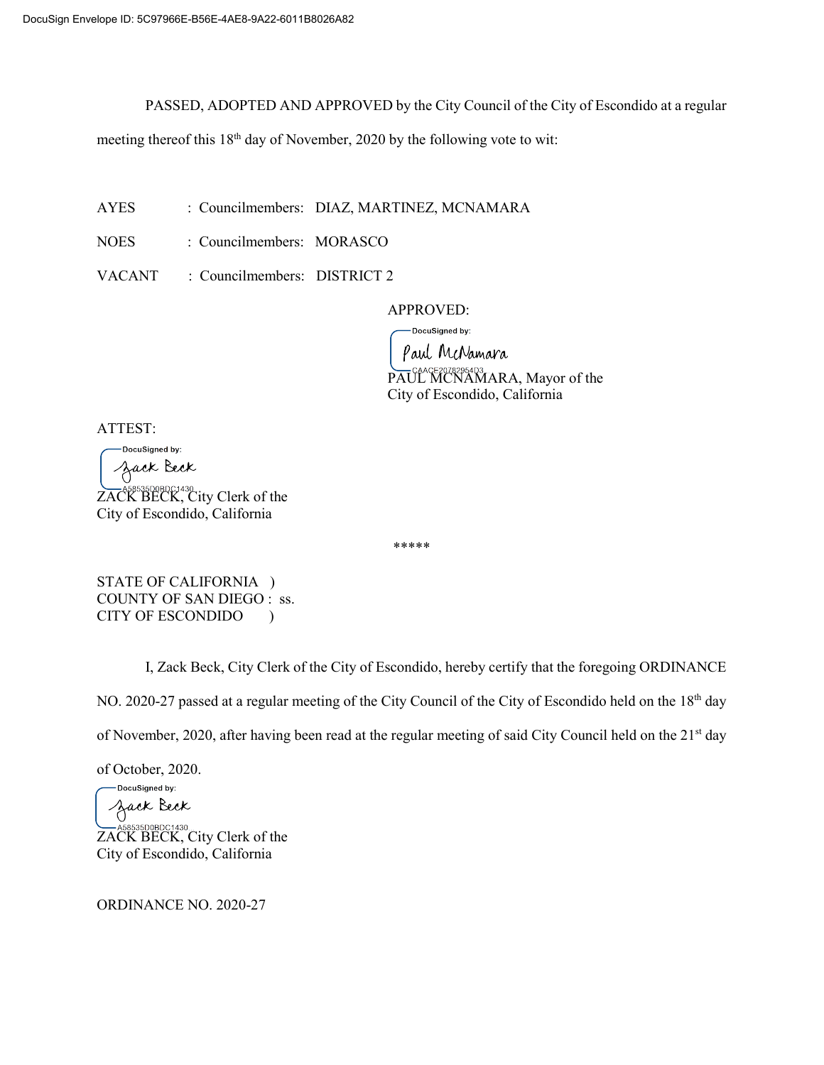PASSED, ADOPTED AND APPROVED by the City Council of the City of Escondido at a regular meeting thereof this 18th day of November, 2020 by the following vote to wit:

AYES : Councilmembers: DIAZ, MARTINEZ, MCNAMARA

NOES : Councilmembers: MORASCO

VACANT : Councilmembers: DISTRICT 2

APPROVED:

DocuSigned by:
Paul McNamara
CAACE20782954D3

PAUL MCNAMARA, Mayor of the City of Escondido, California

ATTEST:

DocuSigned by:
Zack Beck
A58535D0BDC1430

ZACK BECK, City Clerk of the City of Escondido, California

*****

STATE OF CALIFORNIA )
COUNTY OF SAN DIEGO : ss.
CITY OF ESCONDIDO )

I, Zack Beck, City Clerk of the City of Escondido, hereby certify that the foregoing ORDINANCE NO. 2020-27 passed at a regular meeting of the City Council of the City of Escondido held on the 18th day of November, 2020, after having been read at the regular meeting of said City Council held on the 21st day of October, 2020.

DocuSigned by:
Zack Beck
A58535D0BDC1430

ZACK BECK, City Clerk of the City of Escondido, California

ORDINANCE NO. 2020-27